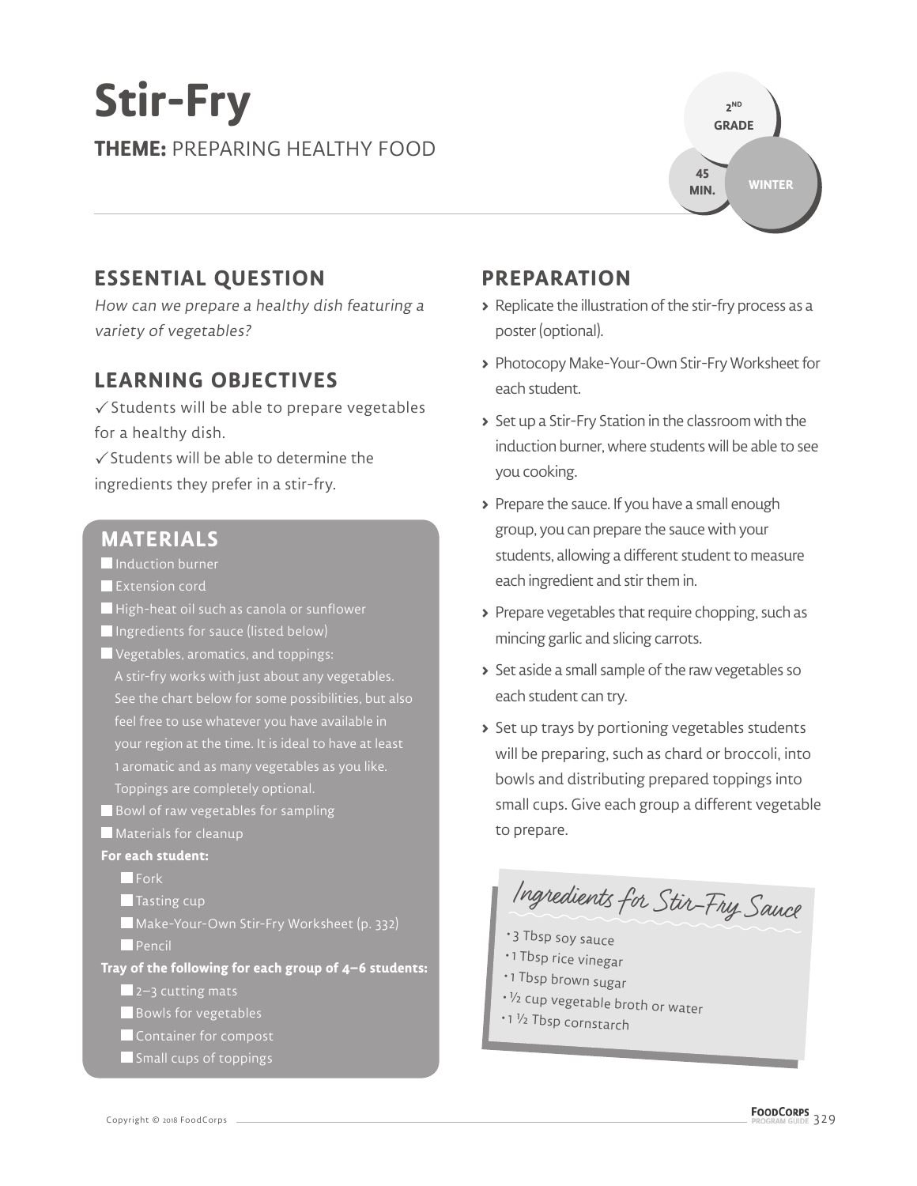# Stir-Fry

**THEME:** PREPARING HEALTHY FOOD

2ND GRADE

45 MIN.

WINTER

## ESSENTIAL QUESTION

*How can we prepare a healthy dish featuring a variety of vegetables?*

## LEARNING OBJECTIVES

✓ Students will be able to prepare vegetables for a healthy dish.

✓ Students will be able to determine the ingredients they prefer in a stir-fry.

## MATERIALS

- Induction burner
- Extension cord
- High-heat oil such as canola or sunflower
- Ingredients for sauce (listed below)
- Vegetables, aromatics, and toppings: A stir-fry works with just about any vegetables. See the chart below for some possibilities, but also feel free to use whatever you have available in your region at the time. It is ideal to have at least 1 aromatic and as many vegetables as you like. Toppings are completely optional.
- Bowl of raw vegetables for sampling
- Materials for cleanup

**For each student:**

- Fork
- Tasting cup
- Make-Your-Own Stir-Fry Worksheet (p. 332)
- Pencil

**Tray of the following for each group of 4–6 students:**

- 2–3 cutting mats
- Bowls for vegetables
- Container for compost
- Small cups of toppings

## PREPARATION

- Replicate the illustration of the stir-fry process as a poster (optional).
- Photocopy Make-Your-Own Stir-Fry Worksheet for each student.
- Set up a Stir-Fry Station in the classroom with the induction burner, where students will be able to see you cooking.
- Prepare the sauce. If you have a small enough group, you can prepare the sauce with your students, allowing a different student to measure each ingredient and stir them in.
- Prepare vegetables that require chopping, such as mincing garlic and slicing carrots.
- Set aside a small sample of the raw vegetables so each student can try.
- Set up trays by portioning vegetables students will be preparing, such as chard or broccoli, into bowls and distributing prepared toppings into small cups. Give each group a different vegetable to prepare.

### Ingredients for Stir-Fry Sauce

- 3 Tbsp soy sauce
- 1 Tbsp rice vinegar
- 1 Tbsp brown sugar
- ½ cup vegetable broth or water
- 1 ½ Tbsp cornstarch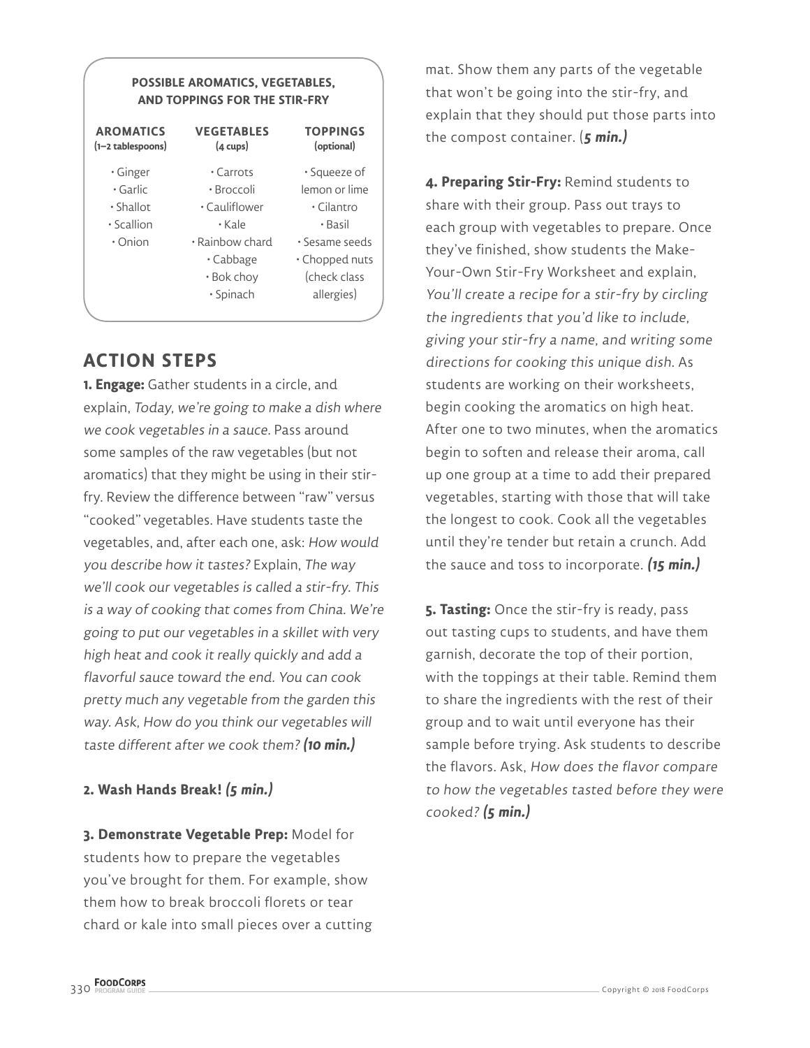**POSSIBLE AROMATICS, VEGETABLES, AND TOPPINGS FOR THE STIR-FRY**

| AROMATICS (1–2 tablespoons) | VEGETABLES (4 cups) | TOPPINGS (optional) |
| --- | --- | --- |
| • Ginger | • Carrots | • Squeeze of lemon or lime |
| • Garlic | • Broccoli | • Cilantro |
| • Shallot | • Cauliflower | • Basil |
| • Scallion | • Kale | • Sesame seeds |
| • Onion | • Rainbow chard | • Chopped nuts (check class allergies) |
| | • Cabbage | |
| | • Bok choy | |
| | • Spinach | |

## ACTION STEPS

**1. Engage:** Gather students in a circle, and explain, *Today, we're going to make a dish where we cook vegetables in a sauce*. Pass around some samples of the raw vegetables (but not aromatics) that they might be using in their stir-fry. Review the difference between "raw" versus "cooked" vegetables. Have students taste the vegetables, and, after each one, ask: *How would you describe how it tastes?* Explain, *The way we'll cook our vegetables is called a stir-fry. This is a way of cooking that comes from China. We're going to put our vegetables in a skillet with very high heat and cook it really quickly and add a flavorful sauce toward the end. You can cook pretty much any vegetable from the garden this way.* Ask, *How do you think our vegetables will taste different after we cook them?* ***(10 min.)***

**2. Wash Hands Break!** ***(5 min.)***

**3. Demonstrate Vegetable Prep:** Model for students how to prepare the vegetables you've brought for them. For example, show them how to break broccoli florets or tear chard or kale into small pieces over a cutting mat. Show them any parts of the vegetable that won't be going into the stir-fry, and explain that they should put those parts into the compost container. (***5 min.)***

**4. Preparing Stir-Fry:** Remind students to share with their group. Pass out trays to each group with vegetables to prepare. Once they've finished, show students the Make-Your-Own Stir-Fry Worksheet and explain, *You'll create a recipe for a stir-fry by circling the ingredients that you'd like to include, giving your stir-fry a name, and writing some directions for cooking this unique dish.* As students are working on their worksheets, begin cooking the aromatics on high heat. After one to two minutes, when the aromatics begin to soften and release their aroma, call up one group at a time to add their prepared vegetables, starting with those that will take the longest to cook. Cook all the vegetables until they're tender but retain a crunch. Add the sauce and toss to incorporate. ***(15 min.)***

**5. Tasting:** Once the stir-fry is ready, pass out tasting cups to students, and have them garnish, decorate the top of their portion, with the toppings at their table. Remind them to share the ingredients with the rest of their group and to wait until everyone has their sample before trying. Ask students to describe the flavors. Ask, *How does the flavor compare to how the vegetables tasted before they were cooked?* ***(5 min.)***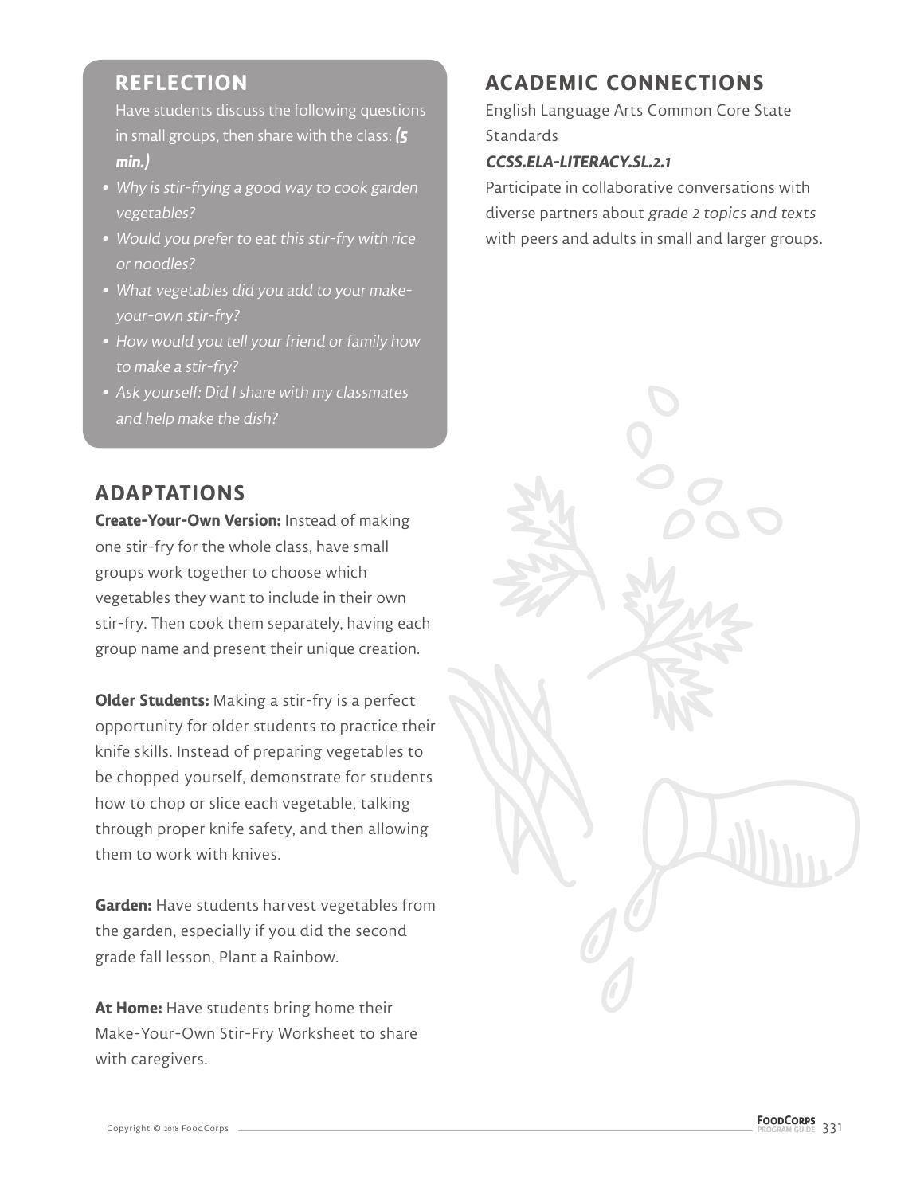## REFLECTION

Have students discuss the following questions in small groups, then share with the class: ***(5 min.)***

- *Why is stir-frying a good way to cook garden vegetables?*
- *Would you prefer to eat this stir-fry with rice or noodles?*
- *What vegetables did you add to your make-your-own stir-fry?*
- *How would you tell your friend or family how to make a stir-fry?*
- *Ask yourself: Did I share with my classmates and help make the dish?*

## ADAPTATIONS

**Create-Your-Own Version:** Instead of making one stir-fry for the whole class, have small groups work together to choose which vegetables they want to include in their own stir-fry. Then cook them separately, having each group name and present their unique creation.

**Older Students:** Making a stir-fry is a perfect opportunity for older students to practice their knife skills. Instead of preparing vegetables to be chopped yourself, demonstrate for students how to chop or slice each vegetable, talking through proper knife safety, and then allowing them to work with knives.

**Garden:** Have students harvest vegetables from the garden, especially if you did the second grade fall lesson, Plant a Rainbow.

**At Home:** Have students bring home their Make-Your-Own Stir-Fry Worksheet to share with caregivers.

## ACADEMIC CONNECTIONS

English Language Arts Common Core State Standards

***CCSS.ELA-LITERACY.SL.2.1***

Participate in collaborative conversations with diverse partners about *grade 2 topics and texts* with peers and adults in small and larger groups.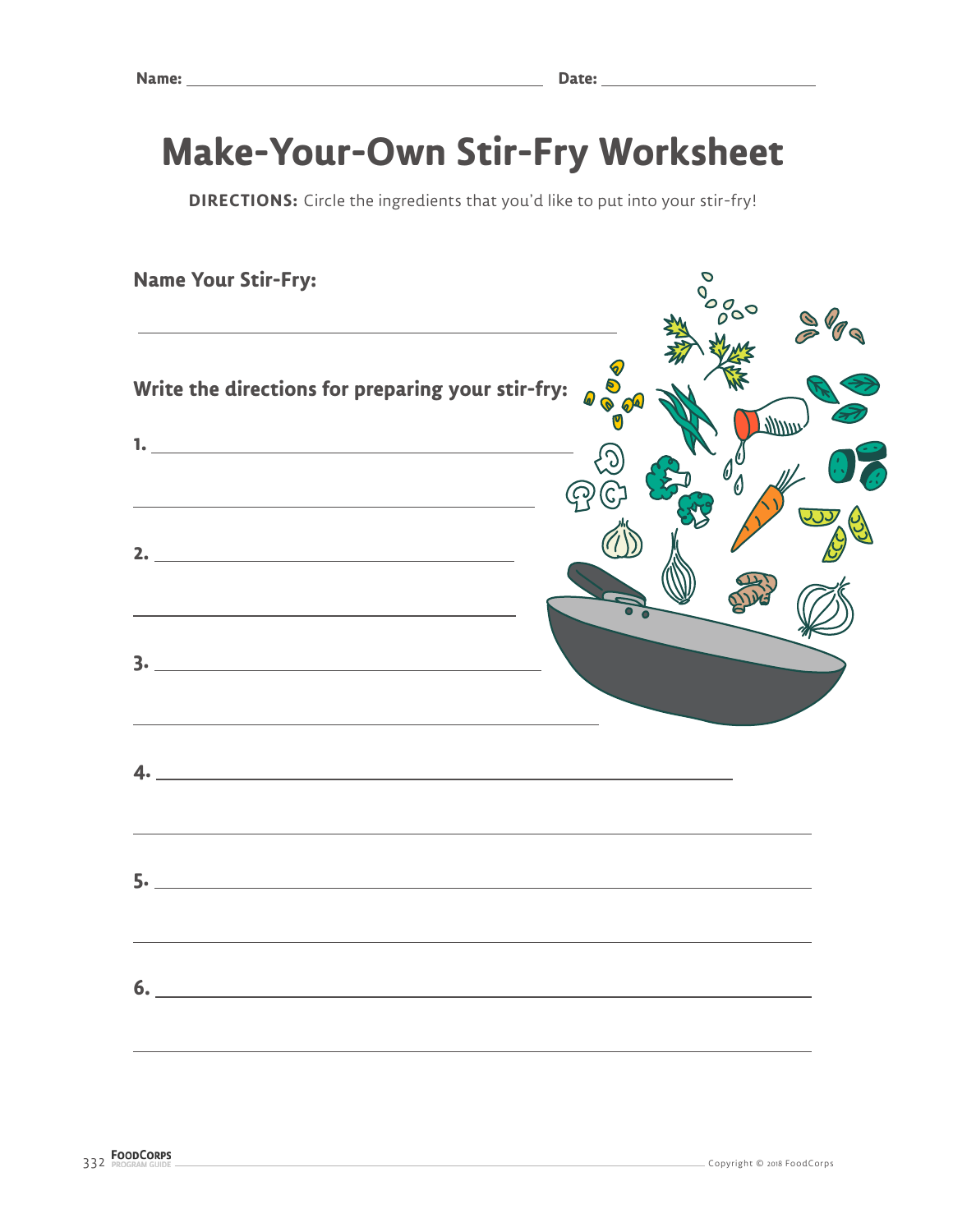Name: ______________________________ Date: ____________________

# Make-Your-Own Stir-Fry Worksheet

**DIRECTIONS:** Circle the ingredients that you'd like to put into your stir-fry!

**Name Your Stir-Fry:**

______________________________________________

**Write the directions for preparing your stir-fry:**

**1.** ______________________________________________

______________________________________________

**2.** ______________________________________________

______________________________________________

**3.** ______________________________________________

______________________________________________

**4.** ______________________________________________

______________________________________________

**5.** ______________________________________________

______________________________________________

**6.** ______________________________________________

______________________________________________

Copyright © 2018 FoodCorps